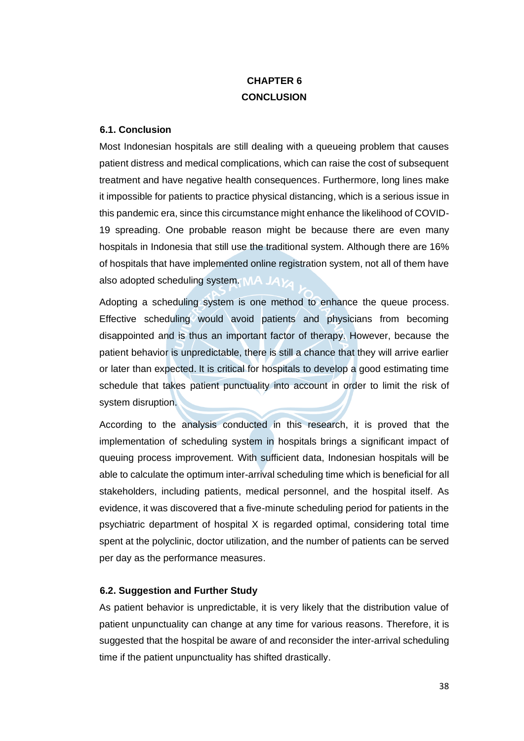# CHAPTER 6
# CONCLUSION

## 6.1. Conclusion

Most Indonesian hospitals are still dealing with a queueing problem that causes patient distress and medical complications, which can raise the cost of subsequent treatment and have negative health consequences. Furthermore, long lines make it impossible for patients to practice physical distancing, which is a serious issue in this pandemic era, since this circumstance might enhance the likelihood of COVID-19 spreading. One probable reason might be because there are even many hospitals in Indonesia that still use the traditional system. Although there are 16% of hospitals that have implemented online registration system, not all of them have also adopted scheduling system.

Adopting a scheduling system is one method to enhance the queue process. Effective scheduling would avoid patients and physicians from becoming disappointed and is thus an important factor of therapy. However, because the patient behavior is unpredictable, there is still a chance that they will arrive earlier or later than expected. It is critical for hospitals to develop a good estimating time schedule that takes patient punctuality into account in order to limit the risk of system disruption.

According to the analysis conducted in this research, it is proved that the implementation of scheduling system in hospitals brings a significant impact of queuing process improvement. With sufficient data, Indonesian hospitals will be able to calculate the optimum inter-arrival scheduling time which is beneficial for all stakeholders, including patients, medical personnel, and the hospital itself. As evidence, it was discovered that a five-minute scheduling period for patients in the psychiatric department of hospital X is regarded optimal, considering total time spent at the polyclinic, doctor utilization, and the number of patients can be served per day as the performance measures.

## 6.2. Suggestion and Further Study

As patient behavior is unpredictable, it is very likely that the distribution value of patient unpunctuality can change at any time for various reasons. Therefore, it is suggested that the hospital be aware of and reconsider the inter-arrival scheduling time if the patient unpunctuality has shifted drastically.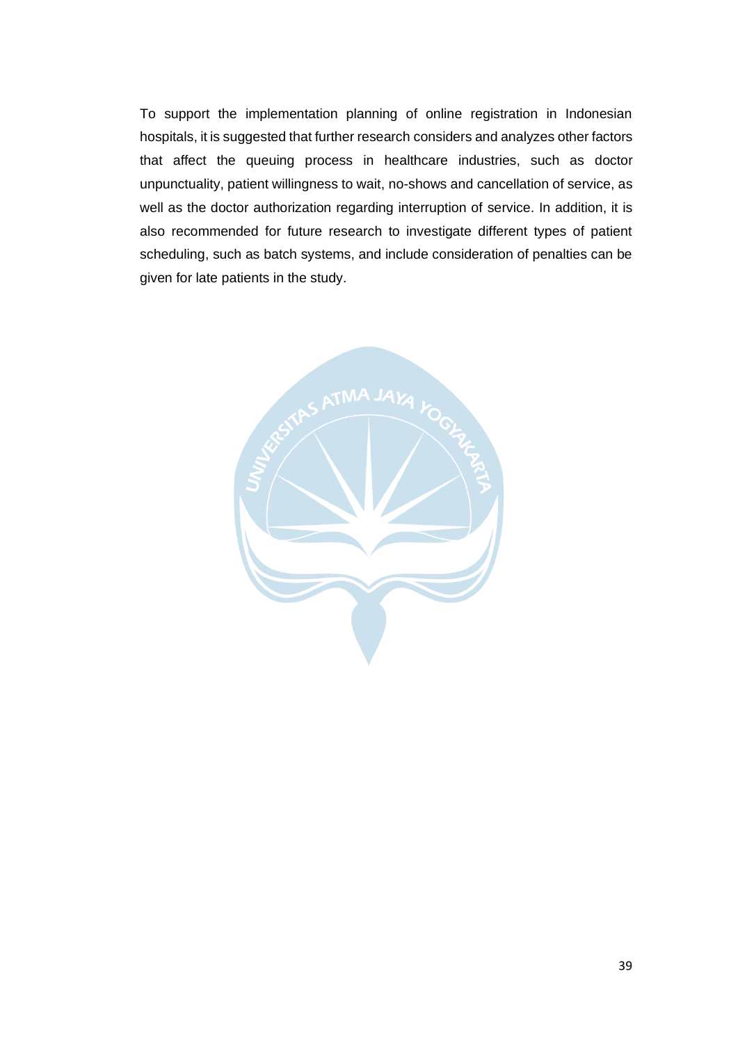To support the implementation planning of online registration in Indonesian hospitals, it is suggested that further research considers and analyzes other factors that affect the queuing process in healthcare industries, such as doctor unpunctuality, patient willingness to wait, no-shows and cancellation of service, as well as the doctor authorization regarding interruption of service. In addition, it is also recommended for future research to investigate different types of patient scheduling, such as batch systems, and include consideration of penalties can be given for late patients in the study.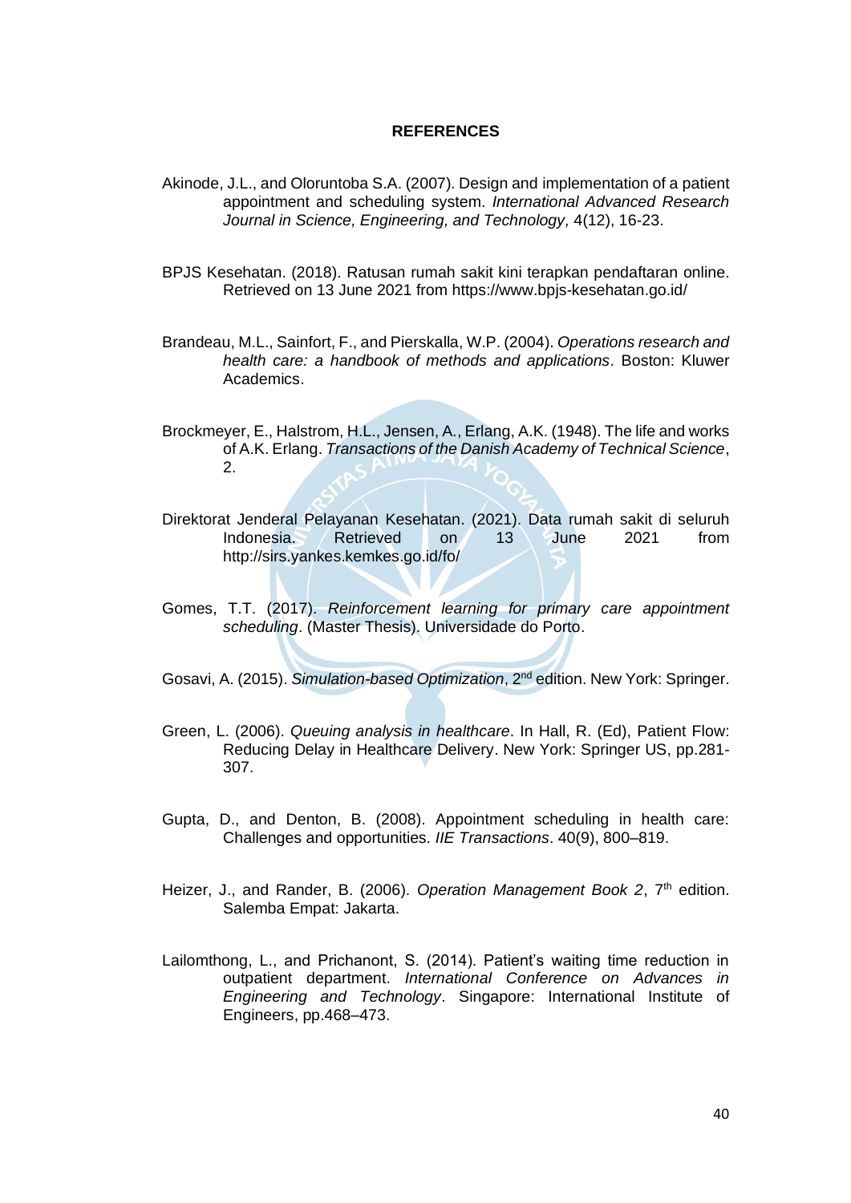**REFERENCES**

Akinode, J.L., and Oloruntoba S.A. (2007). Design and implementation of a patient appointment and scheduling system. *International Advanced Research Journal in Science, Engineering, and Technology,* 4(12), 16-23.

BPJS Kesehatan. (2018). Ratusan rumah sakit kini terapkan pendaftaran online. Retrieved on 13 June 2021 from https://www.bpjs-kesehatan.go.id/

Brandeau, M.L., Sainfort, F., and Pierskalla, W.P. (2004). *Operations research and health care: a handbook of methods and applications*. Boston: Kluwer Academics.

Brockmeyer, E., Halstrom, H.L., Jensen, A., Erlang, A.K. (1948). The life and works of A.K. Erlang. *Transactions of the Danish Academy of Technical Science*, 2.

Direktorat Jenderal Pelayanan Kesehatan. (2021). Data rumah sakit di seluruh Indonesia. Retrieved on 13 June 2021 from http://sirs.yankes.kemkes.go.id/fo/

Gomes, T.T. (2017). *Reinforcement learning for primary care appointment scheduling*. (Master Thesis). Universidade do Porto.

Gosavi, A. (2015). *Simulation-based Optimization*, 2nd edition. New York: Springer.

Green, L. (2006). *Queuing analysis in healthcare*. In Hall, R. (Ed), Patient Flow: Reducing Delay in Healthcare Delivery. New York: Springer US, pp.281-307.

Gupta, D., and Denton, B. (2008). Appointment scheduling in health care: Challenges and opportunities. *IIE Transactions*. 40(9), 800–819.

Heizer, J., and Rander, B. (2006). *Operation Management Book 2*, 7th edition. Salemba Empat: Jakarta.

Lailomthong, L., and Prichanont, S. (2014). Patient's waiting time reduction in outpatient department. *International Conference on Advances in Engineering and Technology*. Singapore: International Institute of Engineers, pp.468–473.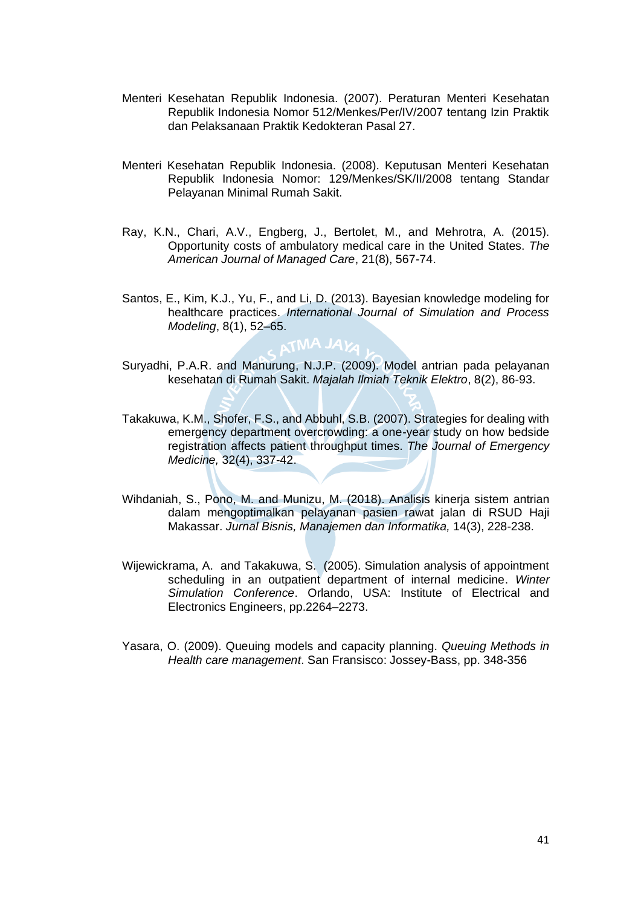Menteri Kesehatan Republik Indonesia. (2007). Peraturan Menteri Kesehatan Republik Indonesia Nomor 512/Menkes/Per/IV/2007 tentang Izin Praktik dan Pelaksanaan Praktik Kedokteran Pasal 27.

Menteri Kesehatan Republik Indonesia. (2008). Keputusan Menteri Kesehatan Republik Indonesia Nomor: 129/Menkes/SK/II/2008 tentang Standar Pelayanan Minimal Rumah Sakit.

Ray, K.N., Chari, A.V., Engberg, J., Bertolet, M., and Mehrotra, A. (2015). Opportunity costs of ambulatory medical care in the United States. *The American Journal of Managed Care*, 21(8), 567-74.

Santos, E., Kim, K.J., Yu, F., and Li, D. (2013). Bayesian knowledge modeling for healthcare practices. *International Journal of Simulation and Process Modeling*, 8(1), 52–65.

Suryadhi, P.A.R. and Manurung, N.J.P. (2009). Model antrian pada pelayanan kesehatan di Rumah Sakit. *Majalah Ilmiah Teknik Elektro*, 8(2), 86-93.

Takakuwa, K.M., Shofer, F.S., and Abbuhl, S.B. (2007). Strategies for dealing with emergency department overcrowding: a one-year study on how bedside registration affects patient throughput times. *The Journal of Emergency Medicine,* 32(4), 337-42.

Wihdaniah, S., Pono, M. and Munizu, M. (2018). Analisis kinerja sistem antrian dalam mengoptimalkan pelayanan pasien rawat jalan di RSUD Haji Makassar. *Jurnal Bisnis, Manajemen dan Informatika,* 14(3), 228-238.

Wijewickrama, A. and Takakuwa, S. (2005). Simulation analysis of appointment scheduling in an outpatient department of internal medicine. *Winter Simulation Conference*. Orlando, USA: Institute of Electrical and Electronics Engineers, pp.2264–2273.

Yasara, O. (2009). Queuing models and capacity planning. *Queuing Methods in Health care management*. San Fransisco: Jossey-Bass, pp. 348-356